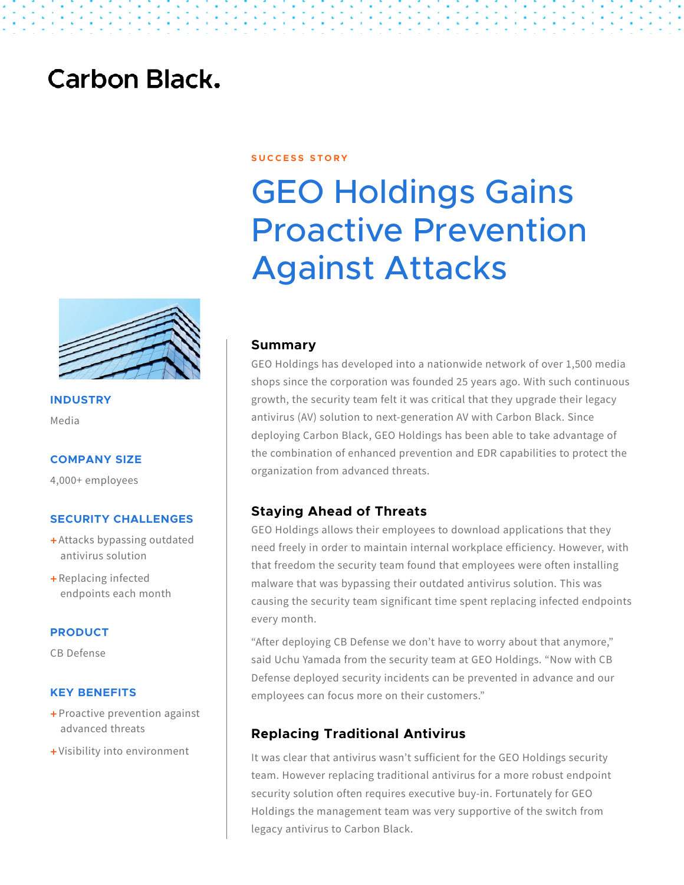Carbon Black.

SUCCESS STORY

# GEO Holdings Gains Proactive Prevention Against Attacks

**INDUSTRY**

Media

**COMPANY SIZE**

4,000+ employees

**SECURITY CHALLENGES**

+ Attacks bypassing outdated antivirus solution
+ Replacing infected endpoints each month

**PRODUCT**

CB Defense

**KEY BENEFITS**

+ Proactive prevention against advanced threats
+ Visibility into environment

## Summary

GEO Holdings has developed into a nationwide network of over 1,500 media shops since the corporation was founded 25 years ago. With such continuous growth, the security team felt it was critical that they upgrade their legacy antivirus (AV) solution to next-generation AV with Carbon Black. Since deploying Carbon Black, GEO Holdings has been able to take advantage of the combination of enhanced prevention and EDR capabilities to protect the organization from advanced threats.

## Staying Ahead of Threats

GEO Holdings allows their employees to download applications that they need freely in order to maintain internal workplace efficiency. However, with that freedom the security team found that employees were often installing malware that was bypassing their outdated antivirus solution. This was causing the security team significant time spent replacing infected endpoints every month.

"After deploying CB Defense we don't have to worry about that anymore," said Uchu Yamada from the security team at GEO Holdings. "Now with CB Defense deployed security incidents can be prevented in advance and our employees can focus more on their customers."

## Replacing Traditional Antivirus

It was clear that antivirus wasn't sufficient for the GEO Holdings security team. However replacing traditional antivirus for a more robust endpoint security solution often requires executive buy-in. Fortunately for GEO Holdings the management team was very supportive of the switch from legacy antivirus to Carbon Black.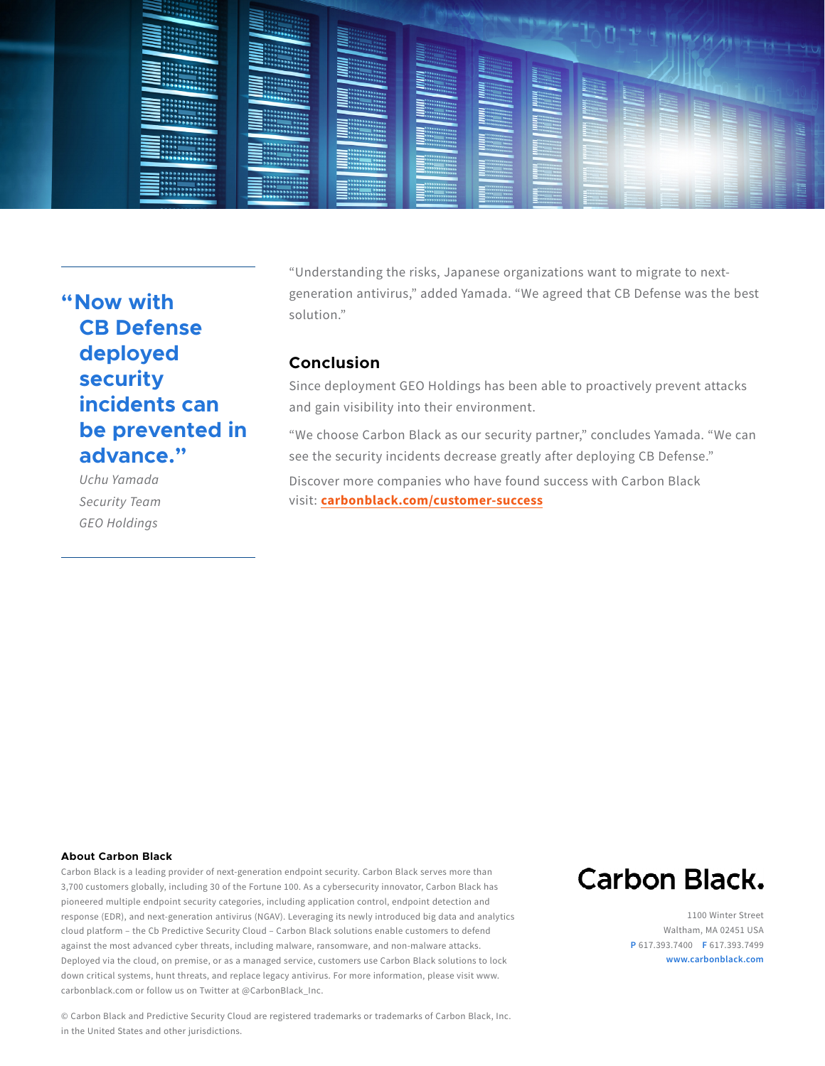> **"Now with CB Defense deployed security incidents can be prevented in advance."**
>
> *Uchu Yamada*
> *Security Team*
> *GEO Holdings*

"Understanding the risks, Japanese organizations want to migrate to next-generation antivirus," added Yamada. "We agreed that CB Defense was the best solution."

## Conclusion

Since deployment GEO Holdings has been able to proactively prevent attacks and gain visibility into their environment.

"We choose Carbon Black as our security partner," concludes Yamada. "We can see the security incidents decrease greatly after deploying CB Defense."

Discover more companies who have found success with Carbon Black visit: **carbonblack.com/customer-success**

**About Carbon Black**

Carbon Black is a leading provider of next-generation endpoint security. Carbon Black serves more than 3,700 customers globally, including 30 of the Fortune 100. As a cybersecurity innovator, Carbon Black has pioneered multiple endpoint security categories, including application control, endpoint detection and response (EDR), and next-generation antivirus (NGAV). Leveraging its newly introduced big data and analytics cloud platform – the Cb Predictive Security Cloud – Carbon Black solutions enable customers to defend against the most advanced cyber threats, including malware, ransomware, and non-malware attacks. Deployed via the cloud, on premise, or as a managed service, customers use Carbon Black solutions to lock down critical systems, hunt threats, and replace legacy antivirus. For more information, please visit www.carbonblack.com or follow us on Twitter at @CarbonBlack_Inc.

© Carbon Black and Predictive Security Cloud are registered trademarks or trademarks of Carbon Black, Inc. in the United States and other jurisdictions.

Carbon Black.

1100 Winter Street
Waltham, MA 02451 USA
**P** 617.393.7400 **F** 617.393.7499
**www.carbonblack.com**